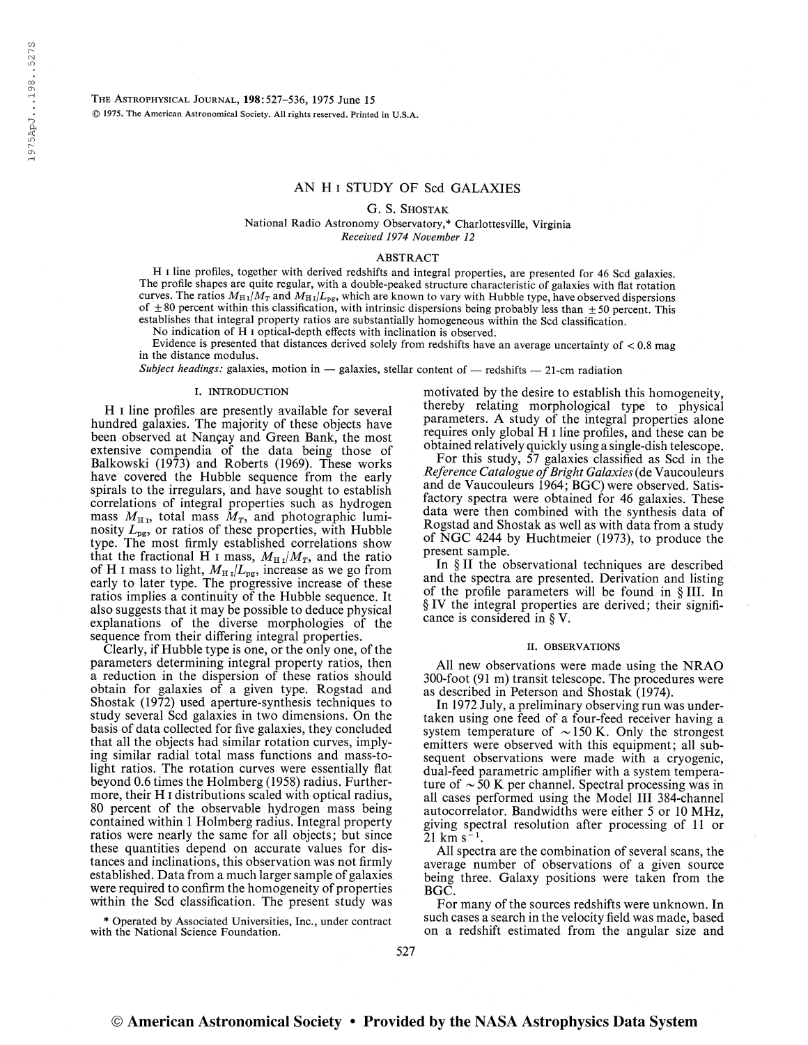# AN H I STUDY OF Scd GALAXIES

G. S. Shostak

National Radio Astronomy Observatory,* Charlottesville, Virginia

*Received 1974 November 12*

## ABSTRACT

H I line profiles, together with derived redshifts and integral properties, are presented for 46 Scd galaxies. The profile shapes are quite regular, with a double-peaked structure characteristic of galaxies with flat rotation curves. The ratios $M_{\rm H\,I}/M_T$ and $M_{\rm H\,I}/L_{\rm pg}$, which are known to vary with Hubble type, have observed dispersions of $\pm 80$ percent within this classification, with intrinsic dispersions being probably less than $\pm 50$ percent. This establishes that integral property ratios are substantially homogeneous within the Scd classification.

No indication of H I optical-depth effects with inclination is observed.

Evidence is presented that distances derived solely from redshifts have an average uncertainty of $< 0.8$ mag in the distance modulus.

*Subject headings:* galaxies, motion in — galaxies, stellar content of — redshifts — 21-cm radiation

## I. INTRODUCTION

H I line profiles are presently available for several hundred galaxies. The majority of these objects have been observed at Nançay and Green Bank, the most extensive compendia of the data being those of Balkowski (1973) and Roberts (1969). These works have covered the Hubble sequence from the early spirals to the irregulars, and have sought to establish correlations of integral properties such as hydrogen mass $M_{\rm H\,I}$, total mass $M_T$, and photographic luminosity $L_{\rm pg}$, or ratios of these properties, with Hubble type. The most firmly established correlations show that the fractional H I mass, $M_{\rm H\,I}/M_T$, and the ratio of H I mass to light, $M_{\rm H\,I}/L_{\rm pg}$, increase as we go from early to later type. The progressive increase of these ratios implies a continuity of the Hubble sequence. It also suggests that it may be possible to deduce physical explanations of the diverse morphologies of the sequence from their differing integral properties.

Clearly, if Hubble type is one, or the only one, of the parameters determining integral property ratios, then a reduction in the dispersion of these ratios should obtain for galaxies of a given type. Rogstad and Shostak (1972) used aperture-synthesis techniques to study several Scd galaxies in two dimensions. On the basis of data collected for five galaxies, they concluded that all the objects had similar rotation curves, implying similar radial total mass functions and mass-to-light ratios. The rotation curves were essentially flat beyond 0.6 times the Holmberg (1958) radius. Furthermore, their H I distributions scaled with optical radius, 80 percent of the observable hydrogen mass being contained within 1 Holmberg radius. Integral property ratios were nearly the same for all objects; but since these quantities depend on accurate values for distances and inclinations, this observation was not firmly established. Data from a much larger sample of galaxies were required to confirm the homogeneity of properties within the Scd classification. The present study was motivated by the desire to establish this homogeneity, thereby relating morphological type to physical parameters. A study of the integral properties alone requires only global H I line profiles, and these can be obtained relatively quickly using a single-dish telescope.

For this study, 57 galaxies classified as Scd in the *Reference Catalogue of Bright Galaxies* (de Vaucouleurs and de Vaucouleurs 1964; BGC) were observed. Satisfactory spectra were obtained for 46 galaxies. These data were then combined with the synthesis data of Rogstad and Shostak as well as with data from a study of NGC 4244 by Huchtmeier (1973), to produce the present sample.

In § II the observational techniques are described and the spectra are presented. Derivation and listing of the profile parameters will be found in § III. In § IV the integral properties are derived; their significance is considered in § V.

## II. OBSERVATIONS

All new observations were made using the NRAO 300-foot (91 m) transit telescope. The procedures were as described in Peterson and Shostak (1974).

In 1972 July, a preliminary observing run was undertaken using one feed of a four-feed receiver having a system temperature of $\sim 150$ K. Only the strongest emitters were observed with this equipment; all subsequent observations were made with a cryogenic, dual-feed parametric amplifier with a system temperature of $\sim 50$ K per channel. Spectral processing was in all cases performed using the Model III 384-channel autocorrelator. Bandwidths were either 5 or 10 MHz, giving spectral resolution after processing of 11 or 21 km s$^{-1}$.

All spectra are the combination of several scans, the average number of observations of a given source being three. Galaxy positions were taken from the BGC.

For many of the sources redshifts were unknown. In such cases a search in the velocity field was made, based on a redshift estimated from the angular size and

* Operated by Associated Universities, Inc., under contract with the National Science Foundation.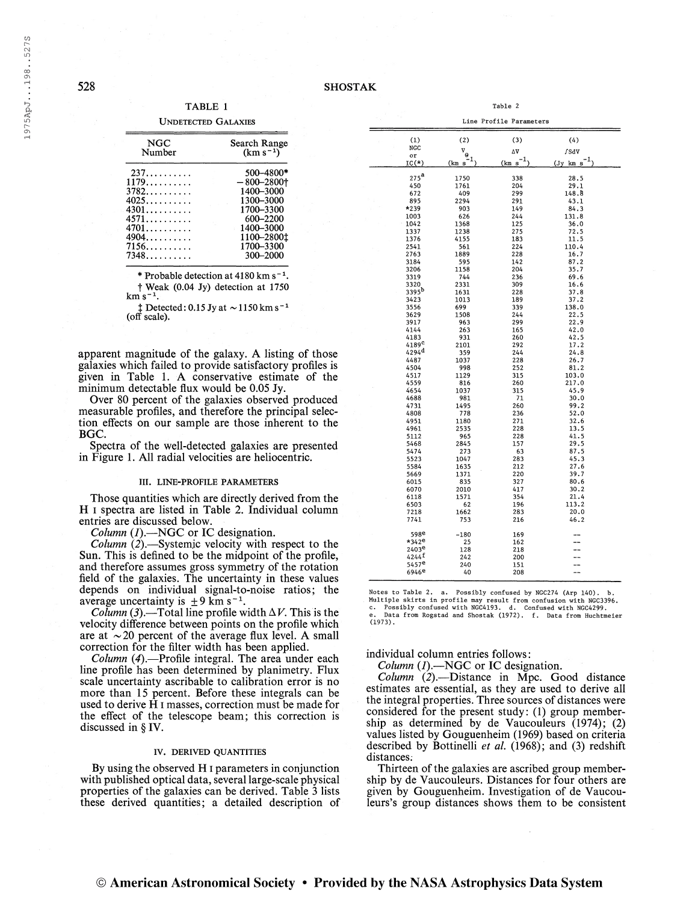TABLE 1

UNDETECTED GALAXIES

| NGC Number | Search Range (km s$^{-1}$) |
|---|---|
| 237 | 500–4800* |
| 1179 | −800–2800† |
| 3782 | 1400–3000 |
| 4025 | 1300–3000 |
| 4301 | 1700–3300 |
| 4571 | 600–2200 |
| 4701 | 1400–3000 |
| 4904 | 1100–2800‡ |
| 7156 | 1700–3300 |
| 7348 | 300–2000 |

* Probable detection at 4180 km s$^{-1}$.

† Weak (0.04 Jy) detection at 1750 km s$^{-1}$.

‡ Detected: 0.15 Jy at ~1150 km s$^{-1}$ (off scale).

apparent magnitude of the galaxy. A listing of those galaxies which failed to provide satisfactory profiles is given in Table 1. A conservative estimate of the minimum detectable flux would be 0.05 Jy.

Over 80 percent of the galaxies observed produced measurable profiles, and therefore the principal selection effects on our sample are those inherent to the BGC.

Spectra of the well-detected galaxies are presented in Figure 1. All radial velocities are heliocentric.

### III. LINE-PROFILE PARAMETERS

Those quantities which are directly derived from the H I spectra are listed in Table 2. Individual column entries are discussed below.

*Column (1)*.—NGC or IC designation.

*Column (2)*.—Systemic velocity with respect to the Sun. This is defined to be the midpoint of the profile, and therefore assumes gross symmetry of the rotation field of the galaxies. The uncertainty in these values depends on individual signal-to-noise ratios; the average uncertainty is $\pm 9$ km s$^{-1}$.

*Column (3)*.—Total line profile width $\Delta V$. This is the velocity difference between points on the profile which are at ~20 percent of the average flux level. A small correction for the filter width has been applied.

*Column (4)*.—Profile integral. The area under each line profile has been determined by planimetry. Flux scale uncertainty ascribable to calibration error is no more than 15 percent. Before these integrals can be used to derive H I masses, correction must be made for the effect of the telescope beam; this correction is discussed in § IV.

### IV. DERIVED QUANTITIES

By using the observed H I parameters in conjunction with published optical data, several large-scale physical properties of the galaxies can be derived. Table 3 lists these derived quantities; a detailed description of individual column entries follows:

*Column (1)*.—NGC or IC designation.

*Column (2)*.—Distance in Mpc. Good distance estimates are essential, as they are used to derive all the integral properties. Three sources of distances were considered for the present study: (1) group membership as determined by de Vaucouleurs (1974); (2) values listed by Gouguenheim (1969) based on criteria described by Bottinelli *et al.* (1968); and (3) redshift distances.

Thirteen of the galaxies are ascribed group membership by de Vaucouleurs. Distances for four others are given by Gouguenheim. Investigation of de Vaucouleurs's group distances shows them to be consistent

Table 2

Line Profile Parameters

| (1) NGC or IC(*) | (2) $V_{\odot}$ (km s$^{-1}$) | (3) $\Delta V$ (km s$^{-1}$) | (4) $\int S dV$ (Jy km s$^{-1}$) |
|---|---|---|---|
| 275[a] | 1750 | 338 | 28.5 |
| 450 | 1761 | 204 | 29.1 |
| 672 | 409 | 299 | 148.8 |
| 895 | 2294 | 291 | 43.1 |
| *239 | 903 | 149 | 84.3 |
| 1003 | 626 | 244 | 131.8 |
| 1042 | 1368 | 125 | 36.0 |
| 1337 | 1238 | 275 | 72.5 |
| 1376 | 4155 | 183 | 11.5 |
| 2541 | 561 | 224 | 110.4 |
| 2763 | 1889 | 228 | 16.7 |
| 3184 | 595 | 142 | 87.2 |
| 3206 | 1158 | 204 | 35.7 |
| 3319 | 744 | 236 | 69.6 |
| 3320 | 2331 | 309 | 16.6 |
| 3395[b] | 1631 | 228 | 37.8 |
| 3423 | 1013 | 189 | 37.2 |
| 3556 | 699 | 339 | 138.0 |
| 3629 | 1508 | 244 | 22.5 |
| 3917 | 963 | 299 | 22.9 |
| 4144 | 263 | 165 | 42.0 |
| 4183 | 931 | 260 | 42.5 |
| 4189[c] | 2101 | 292 | 17.2 |
| 4294[d] | 359 | 244 | 24.8 |
| 4487 | 1037 | 228 | 26.7 |
| 4504 | 998 | 252 | 81.2 |
| 4517 | 1129 | 315 | 103.0 |
| 4559 | 816 | 260 | 217.0 |
| 4654 | 1037 | 315 | 45.9 |
| 4688 | 981 | 71 | 30.0 |
| 4731 | 1495 | 260 | 99.2 |
| 4808 | 778 | 236 | 52.0 |
| 4951 | 1180 | 271 | 32.6 |
| 4961 | 2535 | 228 | 13.5 |
| 5112 | 965 | 228 | 41.5 |
| 5468 | 2845 | 157 | 29.5 |
| 5474 | 273 | 63 | 87.5 |
| 5523 | 1047 | 283 | 45.3 |
| 5584 | 1635 | 212 | 27.6 |
| 5669 | 1371 | 220 | 39.7 |
| 6015 | 835 | 327 | 80.6 |
| 6070 | 2010 | 417 | 30.2 |
| 6118 | 1571 | 354 | 21.4 |
| 6503 | 62 | 196 | 113.2 |
| 7218 | 1662 | 283 | 20.0 |
| 7741 | 753 | 216 | 46.2 |
| 598[e] | −180 | 169 | -- |
| *342[e] | 25 | 162 | -- |
| 2403[e] | 128 | 218 | -- |
| 4244[f] | 242 | 200 | -- |
| 5457[e] | 240 | 151 | -- |
| 6946[e] | 40 | 208 | -- |

Notes to Table 2. a. Possibly confused by NGC274 (Arp 140). b. Multiple skirts in profile may result from confusion with NGC3396. c. Possibly confused with NGC4193. d. Confused with NGC4299. e. Data from Rogstad and Shostak (1972). f. Data from Huchtmeier (1973).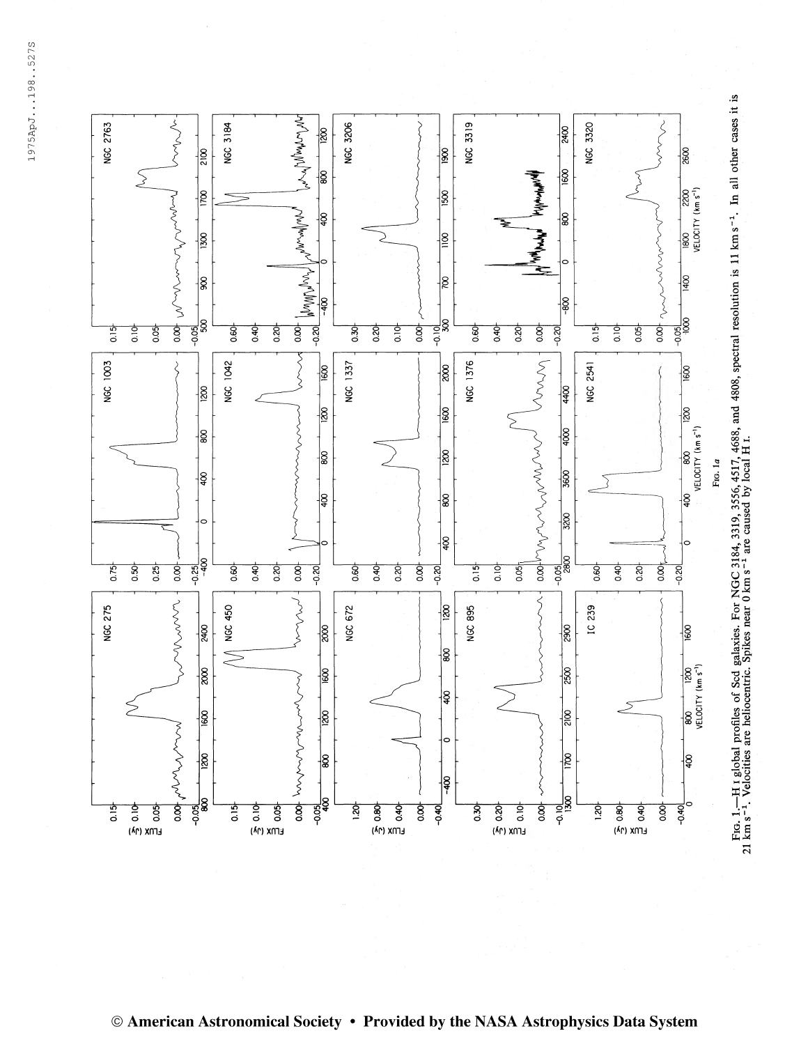FIG. 1*a*

FIG. 1.—H I global profiles of Scd galaxies. For NGC 3184, 3319, 3556, 4517, 4688, and 4808, spectral resolution is 11 km s$^{-1}$. In all other cases it is 21 km s$^{-1}$. Velocities are heliocentric. Spikes near 0 km s$^{-1}$ are caused by local H I.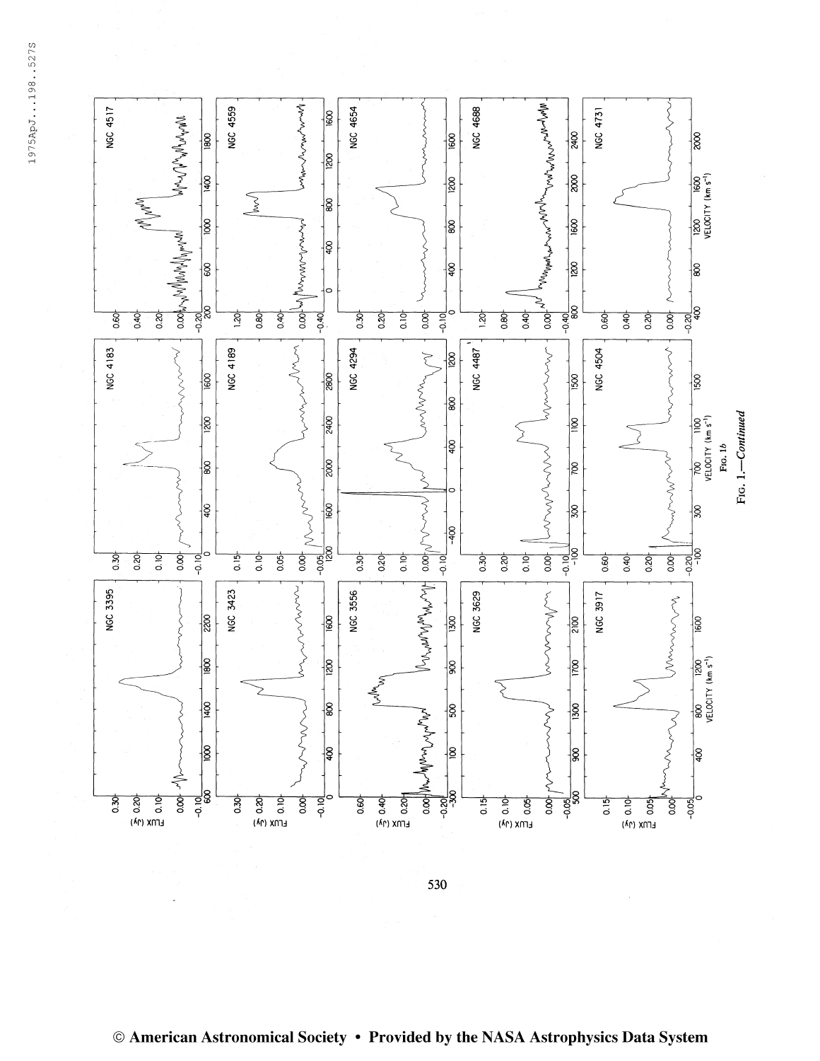FIG. 1.—*Continued*

FIG. 1*b*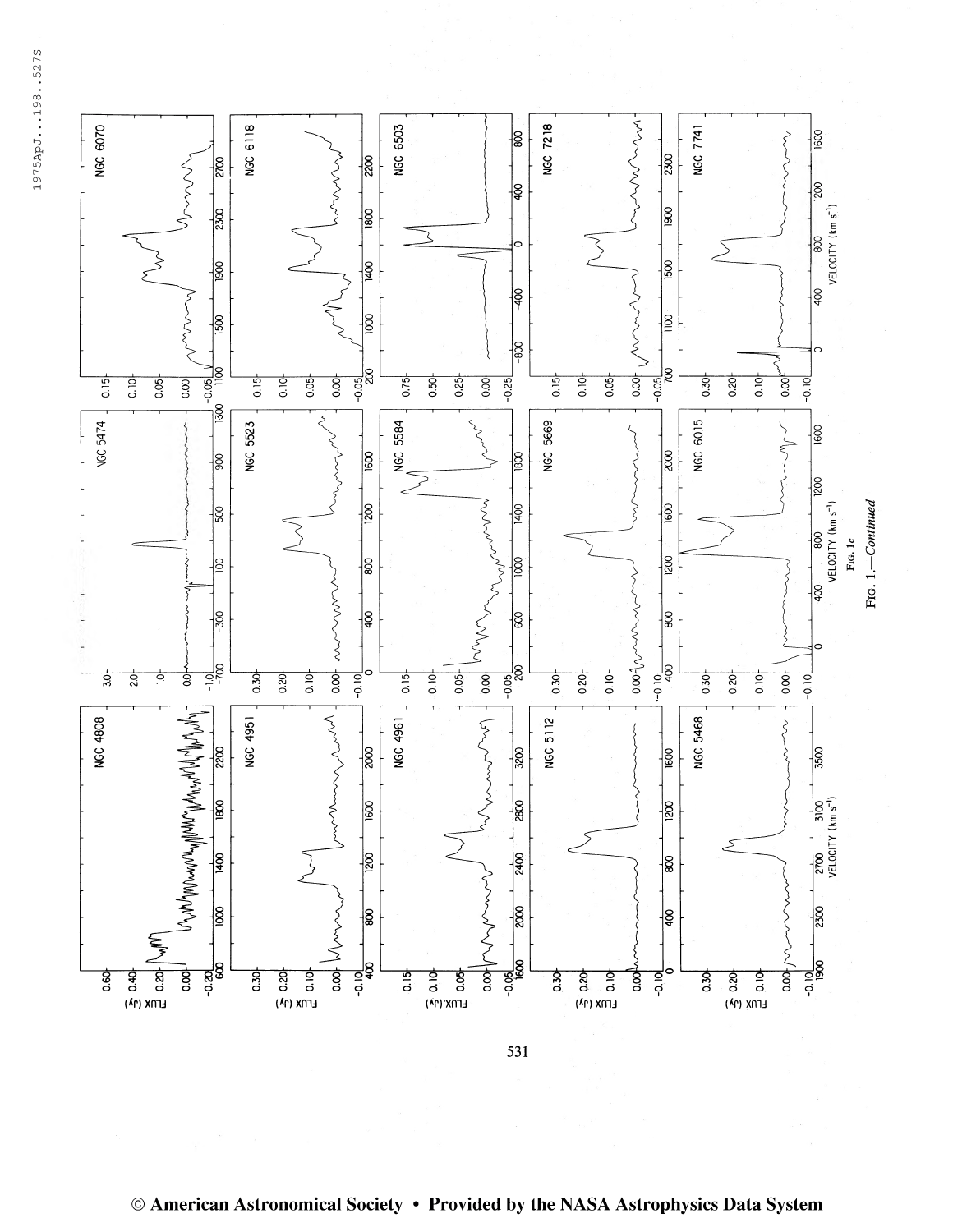Fig. 1c

Fig. 1.—*Continued*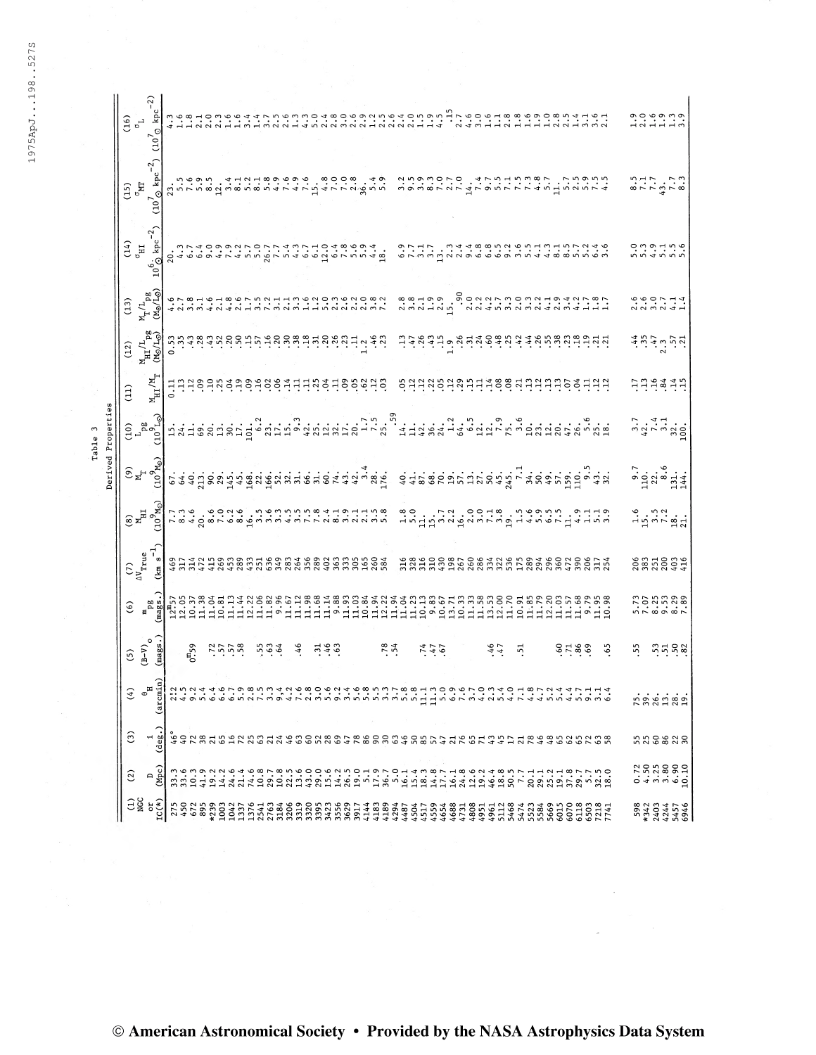Table 3

Derived Properties

| (1) NGC or IC(*) | (2) D (Mpc) | (3) i (deg.) | (4) $\theta_H$ (arcmin) | (5) $(B-V)_0$ (mags.) | (6) $m_{pg}$ (mags.) | (7) $\Delta V_{True}$ (km s$^{-1}$) | (8) $M_{HI}$ ($10^9 M_\odot$) | (9) $M_T$ ($10^9 M_\odot$) | (10) $L_{pg}$ ($10^9 L_\odot$) | (11) $M_{HI}/M_T$ | (12) $M_{HI}/L_{pg}$ ($M_\odot/L_\odot$) | (13) $M_T/L_{pg}$ ($M_\odot/L_\odot$) | (14) $\sigma_{HI}$ ($10^6 M_\odot$ kpc$^{-2}$) | (15) $\sigma_{MT}$ ($10^7 M_\odot$ kpc$^{-2}$) | (16) $\sigma_L$ ($10^7 L_\odot$ kpc$^{-2}$) |
|---|---|---|---|---|---|---|---|---|---|---|---|---|---|---|---|
| 275 | 33.3 | 46° | 2.2 | | 12.57 | 469 | 7.7 | 67. | 15. | 0.11 | 0.53 | 4.6 | 20. | 23. | 4.3 |
| 450 | 33.6 | 40 | 4.5 | | 12.05 | 317 | 8.3 | 64. | 24. | .13 | .35 | 2.7 | 4.3 | 5.5 | 1.6 |
| 672 | 10.3 | 72 | 9.2 | 0.59 | 10.37 | 314 | 4.6 | 40. | 11. | .12 | .43 | 3.8 | 6.7 | 7.6 | 1.8 |
| 895 | 41.9 | 38 | 5.4 | | 11.38 | 472 | 20. | 213. | 69. | .09 | .28 | 3.1 | 6.4 | 5.9 | 2.1 |
| *239 | 19.2 | 21 | 6.4 | | 11.04 | 415 | 8.6 | 90. | 20. | .10 | .43 | 4.6 | 9.0 | 8.5 | 2.0 |
| 1003 | 14.2 | 65 | 6.6 | .72 | 10.81 | 269 | 7.0 | 29. | 13. | .25 | .52 | 2.1 | 4.9 | 12. | 2.3 |
| 1042 | 21.4 | 16 | 6.7 | .57 | 11.13 | 453 | 6.2 | 145. | 30. | .04 | .20 | 4.8 | 7.9 | 3.4 | 1.6 |
| 1337 | 24.6 | 72 | 5.9 | .57 | 11.44 | 289 | 8.6 | 45. | 17. | .19 | .50 | 2.6 | 4.2 | 8.1 | 1.6 |
| 1376 | 74.6 | 25 | 2.8 | .58 | 12.22 | 433 | 16. | 168. | 101. | .09 | .15 | 1.7 | 5.7 | 5.2 | 3.4 |
| 2541 | 10.8 | 63 | 7.5 | .55 | 11.06 | 251 | 3.5 | 22. | 6.2 | .16 | .57 | 3.5 | 5.0 | 8.1 | 1.4 |
| 2763 | 29.7 | 21 | 3.3 | .63 | 11.82 | 636 | 3.6 | 166. | 23. | .02 | .16 | 7.2 | 26.7 | 5.8 | 3.7 |
| 3184 | 10.8 | 24 | 9.4 | .64 | 9.96 | 349 | 3.3 | 52. | 17. | .06 | .21 | 3.1 | 7.7 | 4.9 | 2.5 |
| 3206 | 22.5 | 46 | 4.2 | | 11.67 | 283 | 4.5 | 32. | 15. | .14 | .30 | 2.1 | 5.4 | 7.6 | 2.6 |
| 3319 | 13.6 | 63 | 7.6 | .46 | 11.12 | 264 | 3.5 | 31. | 9.3 | .11 | .38 | 3.3 | 4.3 | 4.9 | 1.3 |
| 3320 | 43.0 | 60 | 2.8 | | 11.98 | 356 | 7.5 | 66. | 42. | .11 | .18 | 1.6 | 6.7 | 7.6 | 4.3 |
| 3395 | 29.0 | 52 | 3.0 | .31 | 11.68 | 289 | 7.8 | 31. | 25. | .25 | .31 | 1.2 | 6.1 | 15. | 5.0 |
| 3423 | 15.6 | 28 | 5.6 | .46 | 11.14 | 402 | 2.4 | 60. | 12. | .04 | .20 | 5.0 | 12.0 | 4.8 | 2.4 |
| 3556 | 14.2 | 69 | 9.2 | .63 | 9.88 | 363 | 8.1 | 74. | 32. | .11 | .26 | 2.3 | 6.4 | 7.0 | 2.8 |
| 3629 | 26.5 | 47 | 3.4 | | 11.93 | 333 | 3.9 | 43. | 17. | .09 | .23 | 2.6 | 7.8 | 7.0 | 3.0 |
| 3917 | 19.0 | 78 | 5.6 | | 11.03 | 305 | 2.1 | 42. | 20. | .05 | .11 | 2.2 | 5.9 | 2.8 | 2.6 |
| 4144 | 5.1 | 86 | 5.8 | | 10.84 | 165 | 2.1 | 3.4 | 1.7 | .62 | 1.2 | 2.0 | 5.9 | 36. | 2.9 |
| 4183 | 17.9 | 90 | 5.5 | .78 | 11.94 | 260 | 3.5 | 28. | 7.5 | .12 | .46 | 3.8 | 4.4 | 5.4 | 1.2 |
| 4189 | 36.7 | 30 | 3.3 | .54 | 12.22 | 584 | 5.8 | 176. | 25. | .03 | .23 | 7.2 | 18. | 5.9 | 2.5 |
| 4294 | 5.0 | 63 | 3.7 | | | | | | .59 | | | | | | 2.6 |
| 4487 | 16.1 | 46 | 5.8 | | 11.04 | 316 | 1.8 | 40. | 14. | .05 | .13 | 2.8 | 6.9 | 3.2 | 2.4 |
| 4504 | 15.4 | 50 | 5.8 | | 11.23 | 328 | 5.0 | 41. | 11. | .12 | .47 | 3.8 | 7.7 | 9.5 | 2.0 |
| 4517 | 18.3 | 85 | 11.1 | .74 | 10.13 | 316 | 11. | 87. | 42. | .12 | .26 | 2.1 | 3.1 | 3.9 | 1.5 |
| 4559 | 14.8 | 57 | 11.3 | .47 | 9.83 | 310 | 15. | 68. | 36. | .22 | .43 | 1.9 | 3.7 | 8.3 | 1.9 |
| 4654 | 17.7 | 47 | 5.9 | .67 | 10.67 | 430 | 3.7 | 70. | 24. | .05 | .15 | 2.9 | 13. | 7.0 | 4.5 |
| 4688 | 16.1 | 21 | 6.9 | | 13.71 | 198 | 2.2 | 19. | 1.2 | .12 | 1.9 | 15. | 2.3 | 2.7 | .15 |
| 4731 | 24.8 | 76 | 7.6 | | 10.33 | 267 | 16. | 57. | 64. | .29 | .26 | .90 | 2.4 | 7.0 | 2.7 |
| 4808 | 12.6 | 65 | 3.7 | | 11.33 | 260 | 2.0 | 13. | 6.5 | .15 | .31 | 2.0 | 9.4 | 14. | 4.6 |
| 4951 | 19.2 | 71 | 4.0 | | 11.58 | 286 | 3.0 | 27. | 12. | .11 | .24 | 2.2 | 6.8 | 7.4 | 3.0 |
| 4961 | 46.4 | 43 | 2.3 | | 13.53 | 334 | 7.1 | 50. | 12. | .14 | .60 | 4.2 | 6.8 | 9.7 | 1.6 |
| 5112 | 18.8 | 45 | 5.4 | .46 | 12.00 | 322 | 3.8 | 45. | 7.9 | .08 | .48 | 5.7 | 6.5 | 5.5 | 1.1 |
| 5468 | 50.5 | 17 | 4.0 | .47 | 11.70 | 536 | 19. | 245. | 75. | .08 | .25 | 3.3 | 9.2 | 7.1 | 2.2 |
| 5474 | 7.7 | 21 | 7.1 | | 10.91 | 175 | 1.5 | 7.1 | 3.6 | .21 | .42 | 2.0 | 3.6 | 7.5 | 2.8 |
| 5523 | 20.1 | 78 | 4.8 | .51 | 11.85 | 289 | 4.6 | 34. | 10. | .13 | .44 | 3.3 | 5.5 | 7.3 | 1.6 |
| 5584 | 29.1 | 46 | 4.7 | | 11.79 | 294 | 5.9 | 50. | 23. | .12 | .26 | 2.2 | 4.1 | 4.8 | 1.9 |
| 5669 | 25.2 | 48 | 5.2 | | 12.20 | 296 | 6.5 | 49. | 12. | .13 | .55 | 4.1 | 4.3 | 5.7 | 1.0 |
| 6015 | 19.1 | 65 | 5.4 | .60 | 11.03 | 360 | 7.5 | 57. | 20. | .13 | .38 | 2.9 | 8.1 | 11. | 2.8 |
| 6070 | 37.8 | 62 | 4.4 | .71 | 11.57 | 472 | 11. | 159. | 47. | .07 | .23 | 3.4 | 8.5 | 5.7 | 2.5 |
| 6118 | 29.7 | 65 | 5.7 | .86 | 11.68 | 390 | 4.9 | 110. | 26. | .04 | .18 | 4.2 | 5.7 | 2.5 | 1.4 |
| 6503 | 5.7 | 72 | 9.1 | .69 | 9.79 | 206 | 1.1 | 9.5 | 5.6 | .11 | .19 | 1.7 | 5.2 | 5.9 | 3.1 |
| 7218 | 32.5 | 63 | 3.1 | | 11.95 | 317 | 5.1 | 43. | 25. | .12 | .21 | 1.8 | 6.4 | 7.5 | 3.6 |
| 7741 | 18.0 | 58 | 6.4 | .65 | 10.98 | 254 | 3.9 | 32. | 18. | .12 | .21 | 1.7 | 3.6 | 4.5 | 2.1 |
| | | | | | | | | | | | | | | | |
| 598 | 0.72 | 55 | 75. | .55 | 5.73 | 206 | 1.6 | 9.7 | 3.7 | .17 | .44 | 2.6 | 5.0 | 8.5 | 1.9 |
| *342 | 4.50 | 25 | 39. | | 7.07 | 383 | 15. | 110. | 42. | .13 | .35 | 2.6 | 5.3 | 7.1 | 2.0 |
| 2403 | 3.25 | 60 | 26. | .53 | 8.25 | 251 | 3.5 | 22. | 7.4 | .16 | .47 | 3.0 | 4.9 | 7.7 | 1.6 |
| 4244 | 3.80 | 86 | 13. | .51 | 9.53 | 200 | 7.2 | 8.6 | 3.1 | .84 | 2.3 | 2.7 | 5.1 | 43. | 1.9 |
| 5457 | 6.90 | 22 | 28. | .50 | 8.29 | 403 | 18. | 131. | 32. | .14 | .57 | 4.1 | 5.5 | 7.7 | 1.3 |
| 6946 | 10.10 | 30 | 19. | .82 | 7.89 | 416 | 21. | 144. | 100. | .15 | .21 | 1.4 | 5.6 | 8.3 | 3.9 |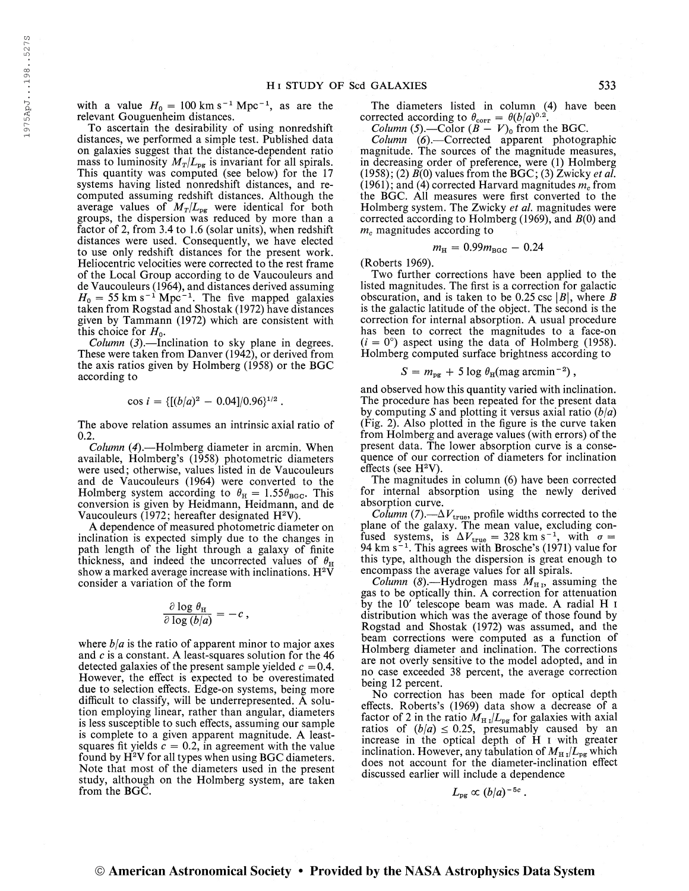with a value $H_0 = 100$ km s$^{-1}$ Mpc$^{-1}$, as are the relevant Gouguenheim distances.

To ascertain the desirability of using nonredshift distances, we performed a simple test. Published data on galaxies suggest that the distance-dependent ratio mass to luminosity $M_T/L_{pg}$ is invariant for all spirals. This quantity was computed (see below) for the 17 systems having listed nonredshift distances, and recomputed assuming redshift distances. Although the average values of $M_T/L_{pg}$ were identical for both groups, the dispersion was reduced by more than a factor of 2, from 3.4 to 1.6 (solar units), when redshift distances were used. Consequently, we have elected to use only redshift distances for the present work. Heliocentric velocities were corrected to the rest frame of the Local Group according to de Vaucouleurs and de Vaucouleurs (1964), and distances derived assuming $H_0 = 55$ km s$^{-1}$ Mpc$^{-1}$. The five mapped galaxies taken from Rogstad and Shostak (1972) have distances given by Tammann (1972) which are consistent with this choice for $H_0$.

*Column (3).*—Inclination to sky plane in degrees. These were taken from Danver (1942), or derived from the axis ratios given by Holmberg (1958) or the BGC according to

$$\cos i = \{[(b/a)^2 - 0.04]/0.96\}^{1/2}\,.$$

The above relation assumes an intrinsic axial ratio of 0.2.

*Column (4).*—Holmberg diameter in arcmin. When available, Holmberg's (1958) photometric diameters were used; otherwise, values listed in de Vaucouleurs and de Vaucouleurs (1964) were converted to the Holmberg system according to $\theta_{\rm H} = 1.55\theta_{\rm BGC}$. This conversion is given by Heidmann, Heidmann, and de Vaucouleurs (1972; hereafter designated H$^2$V).

A dependence of measured photometric diameter on inclination is expected simply due to the changes in path length of the light through a galaxy of finite thickness, and indeed the uncorrected values of $\theta_{\rm H}$ show a marked average increase with inclinations. H$^2$V consider a variation of the form

$$\frac{\partial \log \theta_{\rm H}}{\partial \log (b/a)} = -c\,,$$

where $b/a$ is the ratio of apparent minor to major axes and $c$ is a constant. A least-squares solution for the 46 detected galaxies of the present sample yielded $c = 0.4$. However, the effect is expected to be overestimated due to selection effects. Edge-on systems, being more difficult to classify, will be underrepresented. A solution employing linear, rather than angular, diameters is less susceptible to such effects, assuming our sample is complete to a given apparent magnitude. A least-squares fit yields $c = 0.2$, in agreement with the value found by H$^2$V for all types when using BGC diameters. Note that most of the diameters used in the present study, although on the Holmberg system, are taken from the BGC.

The diameters listed in column (4) have been corrected according to $\theta_{\rm corr} = \theta(b/a)^{0.2}$.

*Column (5).*—Color $(B - V)_0$ from the BGC.

*Column (6).*—Corrected apparent photographic magnitude. The sources of the magnitude measures, in decreasing order of preference, were (1) Holmberg (1958); (2) $B(0)$ values from the BGC; (3) Zwicky *et al.* (1961); and (4) corrected Harvard magnitudes $m_c$ from the BGC. All measures were first converted to the Holmberg system. The Zwicky *et al.* magnitudes were corrected according to Holmberg (1969), and $B(0)$ and $m_c$ magnitudes according to

$$m_{\rm H} = 0.99 m_{\rm BGC} - 0.24$$

(Roberts 1969).

Two further corrections have been applied to the listed magnitudes. The first is a correction for galactic obscuration, and is taken to be 0.25 csc $|B|$, where $B$ is the galactic latitude of the object. The second is the correction for internal absorption. A usual procedure has been to correct the magnitudes to a face-on ($i = 0°$) aspect using the data of Holmberg (1958). Holmberg computed surface brightness according to

$$S = m_{pg} + 5 \log \theta_{\rm H} (\text{mag arcmin}^{-2})\,,$$

and observed how this quantity varied with inclination. The procedure has been repeated for the present data by computing $S$ and plotting it versus axial ratio $(b/a)$ (Fig. 2). Also plotted in the figure is the curve taken from Holmberg and average values (with errors) of the present data. The lower absorption curve is a consequence of our correction of diameters for inclination effects (see H$^2$V).

The magnitudes in column (6) have been corrected for internal absorption using the newly derived absorption curve.

*Column (7).*—$\Delta V_{\rm true}$, profile widths corrected to the plane of the galaxy. The mean value, excluding confused systems, is $\Delta V_{\rm true} = 328$ km s$^{-1}$, with $\sigma = 94$ km s$^{-1}$. This agrees with Brosche's (1971) value for this type, although the dispersion is great enough to encompass the average values for all spirals.

*Column (8).*—Hydrogen mass $M_{\rm H\,I}$, assuming the gas to be optically thin. A correction for attenuation by the 10′ telescope beam was made. A radial H I distribution which was the average of those found by Rogstad and Shostak (1972) was assumed, and the beam corrections were computed as a function of Holmberg diameter and inclination. The corrections are not overly sensitive to the model adopted, and in no case exceeded 38 percent, the average correction being 12 percent.

No correction has been made for optical depth effects. Roberts's (1969) data show a decrease of a factor of 2 in the ratio $M_{\rm H\,I}/L_{pg}$ for galaxies with axial ratios of $(b/a) \leq 0.25$, presumably caused by an increase in the optical depth of H I with greater inclination. However, any tabulation of $M_{\rm H\,I}/L_{pg}$ which does not account for the diameter-inclination effect discussed earlier will include a dependence

$$L_{pg} \propto (b/a)^{-5c}\,.$$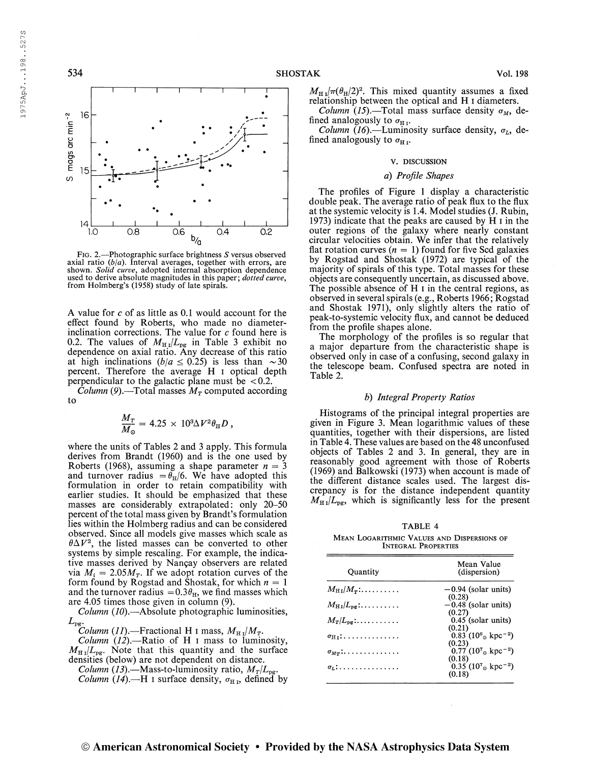FIG. 2.—Photographic surface brightness $S$ versus observed axial ratio ($b/a$). Interval averages, together with errors, are shown. *Solid curve*, adopted internal absorption dependence used to derive absolute magnitudes in this paper; *dotted curve*, from Holmberg's (1958) study of late spirals.

A value for $c$ of as little as 0.1 would account for the effect found by Roberts, who made no diameter-inclination corrections. The value for $c$ found here is 0.2. The values of $M_{\rm H\,I}/L_{\rm pg}$ in Table 3 exhibit no dependence on axial ratio. Any decrease of this ratio at high inclinations ($b/a \leq 0.25$) is less than $\sim 30$ percent. Therefore the average H I optical depth perpendicular to the galactic plane must be $< 0.2$.

*Column (9).*—Total masses $M_T$ computed according to

$$\frac{M_T}{M_\odot} = 4.25 \times 10^3 \Delta V^2 \theta_{\rm H} D\,,$$

where the units of Tables 2 and 3 apply. This formula derives from Brandt (1960) and is the one used by Roberts (1968), assuming a shape parameter $n = 3$ and turnover radius $= \theta_{\rm H}/6$. We have adopted this formulation in order to retain compatibility with earlier studies. It should be emphasized that these masses are considerably extrapolated: only 20–50 percent of the total mass given by Brandt's formulation lies within the Holmberg radius and can be considered observed. Since all models give masses which scale as $\theta \Delta V^2$, the listed masses can be converted to other systems by simple rescaling. For example, the indicative masses derived by Nançay observers are related via $M_i = 2.05 M_T$. If we adopt rotation curves of the form found by Rogstad and Shostak, for which $n = 1$ and the turnover radius $= 0.3\theta_{\rm H}$, we find masses which are 4.05 times those given in column (9).

*Column (10).*—Absolute photographic luminosities, $L_{\rm pg}$.

*Column (11).*—Fractional H I mass, $M_{\rm H\,I}/M_T$.

*Column (12).*—Ratio of H I mass to luminosity, $M_{\rm H\,I}/L_{\rm pg}$. Note that this quantity and the surface densities (below) are not dependent on distance.

*Column (13).*—Mass-to-luminosity ratio, $M_T/L_{\rm pg}$.

*Column (14).*—H I surface density, $\sigma_{\rm H\,I}$, defined by $M_{\rm H\,I}/\pi(\theta_{\rm H}/2)^2$. This mixed quantity assumes a fixed relationship between the optical and H I diameters.

*Column (15).*—Total mass surface density $\sigma_M$, defined analogously to $\sigma_{\rm H\,I}$.

*Column (16).*—Luminosity surface density, $\sigma_L$, defined analogously to $\sigma_{\rm H\,I}$.

## V. DISCUSSION

### a) Profile Shapes

The profiles of Figure 1 display a characteristic double peak. The average ratio of peak flux to the flux at the systemic velocity is 1.4. Model studies (J. Rubin, 1973) indicate that the peaks are caused by H I in the outer regions of the galaxy where nearly constant circular velocities obtain. We infer that the relatively flat rotation curves ($n = 1$) found for five Scd galaxies by Rogstad and Shostak (1972) are typical of the majority of spirals of this type. Total masses for these objects are consequently uncertain, as discussed above. The possible absence of H I in the central regions, as observed in several spirals (e.g., Roberts 1966; Rogstad and Shostak 1971), only slightly alters the ratio of peak-to-systemic velocity flux, and cannot be deduced from the profile shapes alone.

The morphology of the profiles is so regular that a major departure from the characteristic shape is observed only in case of a confusing, second galaxy in the telescope beam. Confused spectra are noted in Table 2.

### b) Integral Property Ratios

Histograms of the principal integral properties are given in Figure 3. Mean logarithmic values of these quantities, together with their dispersions, are listed in Table 4. These values are based on the 48 unconfused objects of Tables 2 and 3. In general, they are in reasonably good agreement with those of Roberts (1969) and Balkowski (1973) when account is made of the different distance scales used. The largest discrepancy is for the distance independent quantity $M_{\rm H\,I}/L_{\rm pg}$, which is significantly less for the present

TABLE 4

MEAN LOGARITHMIC VALUES AND DISPERSIONS OF INTEGRAL PROPERTIES

| Quantity | Mean Value (dispersion) |
|---|---|
| $M_{\rm H\,I}/M_T$: .......... | −0.94 (solar units) (0.28) |
| $M_{\rm H\,I}/L_{\rm pg}$: .......... | −0.48 (solar units) (0.27) |
| $M_T/L_{\rm pg}$: .......... | 0.45 (solar units) (0.21) |
| $\sigma_{\rm H\,I}$: .............. | 0.83 ($10^6_\odot$ kpc$^{-2}$) (0.23) |
| $\sigma_{M_T}$: .............. | 0.77 ($10^7_\odot$ kpc$^{-2}$) (0.18) |
| $\sigma_L$: .............. | 0.35 ($10^7_\odot$ kpc$^{-2}$) (0.18) |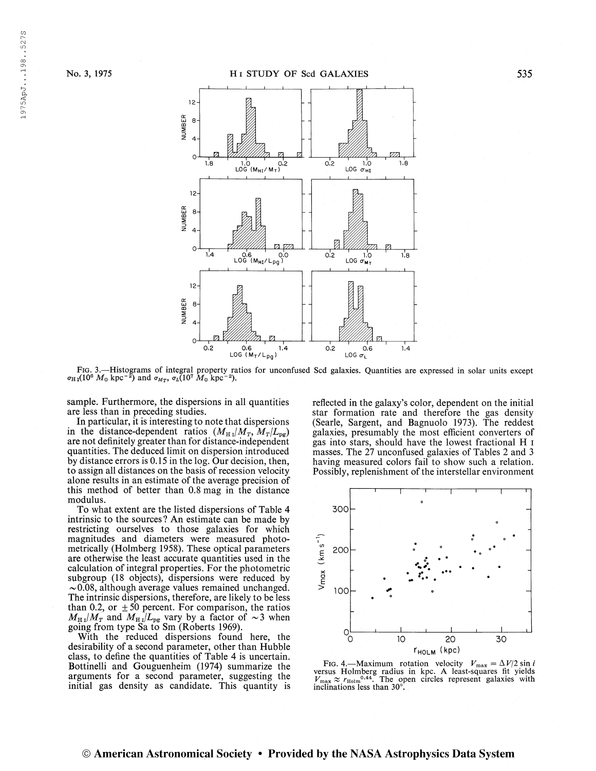FIG. 3.—Histograms of integral property ratios for unconfused Scd galaxies. Quantities are expressed in solar units except $\sigma_{\rm H\,I}(10^6\ M_\odot\ {\rm kpc}^{-2})$ and $\sigma_{M_T}$, $\sigma_L(10^7\ M_\odot\ {\rm kpc}^{-2})$.

sample. Furthermore, the dispersions in all quantities are less than in preceding studies.

In particular, it is interesting to note that dispersions in the distance-dependent ratios ($M_{\rm H\,I}/M_T$, $M_T/L_{\rm pg}$) are not definitely greater than for distance-independent quantities. The deduced limit on dispersion introduced by distance errors is 0.15 in the log. Our decision, then, to assign all distances on the basis of recession velocity alone results in an estimate of the average precision of this method of better than 0.8 mag in the distance modulus.

To what extent are the listed dispersions of Table 4 intrinsic to the sources? An estimate can be made by restricting ourselves to those galaxies for which magnitudes and diameters were measured photometrically (Holmberg 1958). These optical parameters are otherwise the least accurate quantities used in the calculation of integral properties. For the photometric subgroup (18 objects), dispersions were reduced by $\sim$0.08, although average values remained unchanged. The intrinsic dispersions, therefore, are likely to be less than 0.2, or $\pm$50 percent. For comparison, the ratios $M_{\rm H\,I}/M_T$ and $M_{\rm H\,I}/L_{\rm pg}$ vary by a factor of $\sim$3 when going from type Sa to Sm (Roberts 1969).

With the reduced dispersions found here, the desirability of a second parameter, other than Hubble class, to define the quantities of Table 4 is uncertain. Bottinelli and Gouguenheim (1974) summarize the arguments for a second parameter, suggesting the initial gas density as candidate. This quantity is reflected in the galaxy's color, dependent on the initial star formation rate and therefore the gas density (Searle, Sargent, and Bagnuolo 1973). The reddest galaxies, presumably the most efficient converters of gas into stars, should have the lowest fractional H I masses. The 27 unconfused galaxies of Tables 2 and 3 having measured colors fail to show such a relation. Possibly, replenishment of the interstellar environment

FIG. 4.—Maximum rotation velocity $V_{\rm max} = \Delta V/2 \sin i$ versus Holmberg radius in kpc. A least-squares fit yields $V_{\rm max} \approx r_{\rm Holm}^{0.44}$. The open circles represent galaxies with inclinations less than 30°.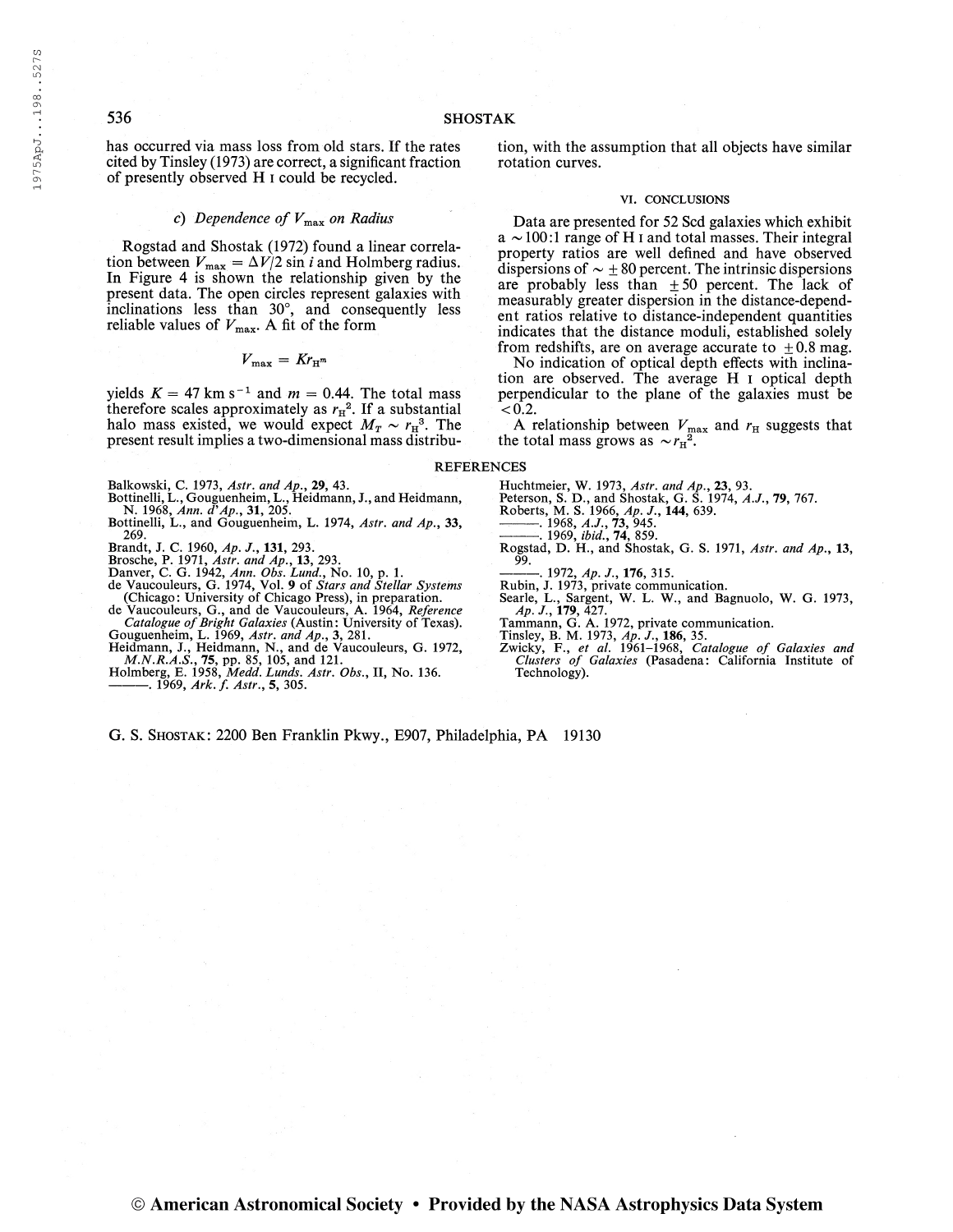has occurred via mass loss from old stars. If the rates cited by Tinsley (1973) are correct, a significant fraction of presently observed H I could be recycled.

### c) *Dependence of $V_{\max}$ on Radius*

Rogstad and Shostak (1972) found a linear correlation between $V_{\max} = \Delta V/2 \sin i$ and Holmberg radius. In Figure 4 is shown the relationship given by the present data. The open circles represent galaxies with inclinations less than 30°, and consequently less reliable values of $V_{\max}$. A fit of the form

$$V_{\max} = K r_{\mathrm{H}}^{m}$$

yields $K = 47 \text{ km s}^{-1}$ and $m = 0.44$. The total mass therefore scales approximately as $r_{\mathrm{H}}^2$. If a substantial halo mass existed, we would expect $M_T \sim r_{\mathrm{H}}^3$. The present result implies a two-dimensional mass distribution, with the assumption that all objects have similar rotation curves.

## VI. CONCLUSIONS

Data are presented for 52 Scd galaxies which exhibit a $\sim 100{:}1$ range of H I and total masses. Their integral property ratios are well defined and have observed dispersions of $\sim \pm 80$ percent. The intrinsic dispersions are probably less than $\pm 50$ percent. The lack of measurably greater dispersion in the distance-dependent ratios relative to distance-independent quantities indicates that the distance moduli, established solely from redshifts, are on average accurate to $\pm 0.8$ mag.

No indication of optical depth effects with inclination are observed. The average H I optical depth perpendicular to the plane of the galaxies must be $< 0.2$.

A relationship between $V_{\max}$ and $r_{\mathrm{H}}$ suggests that the total mass grows as $\sim r_{\mathrm{H}}^2$.

## REFERENCES

Balkowski, C. 1973, *Astr. and Ap.*, **29**, 43.
Bottinelli, L., Gouguenheim, L., Heidmann, J., and Heidmann, N. 1968, *Ann. d'Ap.*, **31**, 205.
Bottinelli, L., and Gouguenheim, L. 1974, *Astr. and Ap.*, **33**, 269.
Brandt, J. C. 1960, *Ap. J.*, **131**, 293.
Brosche, P. 1971, *Astr. and Ap.*, **13**, 293.
Danver, C. G. 1942, *Ann. Obs. Lund.*, No. 10, p. 1.
de Vaucouleurs, G. 1974, Vol. **9** of *Stars and Stellar Systems* (Chicago: University of Chicago Press), in preparation.
de Vaucouleurs, G., and de Vaucouleurs, A. 1964, *Reference Catalogue of Bright Galaxies* (Austin: University of Texas).
Gouguenheim, L. 1969, *Astr. and Ap.*, **3**, 281.
Heidmann, J., Heidmann, N., and de Vaucouleurs, G. 1972, *M.N.R.A.S.*, **75**, pp. 85, 105, and 121.
Holmberg, E. 1958, *Medd. Lunds. Astr. Obs.*, II, No. 136.
———. 1969, *Ark. f. Astr.*, **5**, 305.
Huchtmeier, W. 1973, *Astr. and Ap.*, **23**, 93.
Peterson, S. D., and Shostak, G. S. 1974, *A.J.*, **79**, 767.
Roberts, M. S. 1966, *Ap. J.*, **144**, 639.
———. 1968, *A.J.*, **73**, 945.
———. 1969, *ibid.*, **74**, 859.
Rogstad, D. H., and Shostak, G. S. 1971, *Astr. and Ap.*, **13**, 99.
———. 1972, *Ap. J.*, **176**, 315.
Rubin, J. 1973, private communication.
Searle, L., Sargent, W. L. W., and Bagnuolo, W. G. 1973, *Ap. J.*, **179**, 427.
Tammann, G. A. 1972, private communication.
Tinsley, B. M. 1973, *Ap. J.*, **186**, 35.
Zwicky, F., *et al.* 1961–1968, *Catalogue of Galaxies and Clusters of Galaxies* (Pasadena: California Institute of Technology).

G. S. Shostak: 2200 Ben Franklin Pkwy., E907, Philadelphia, PA 19130